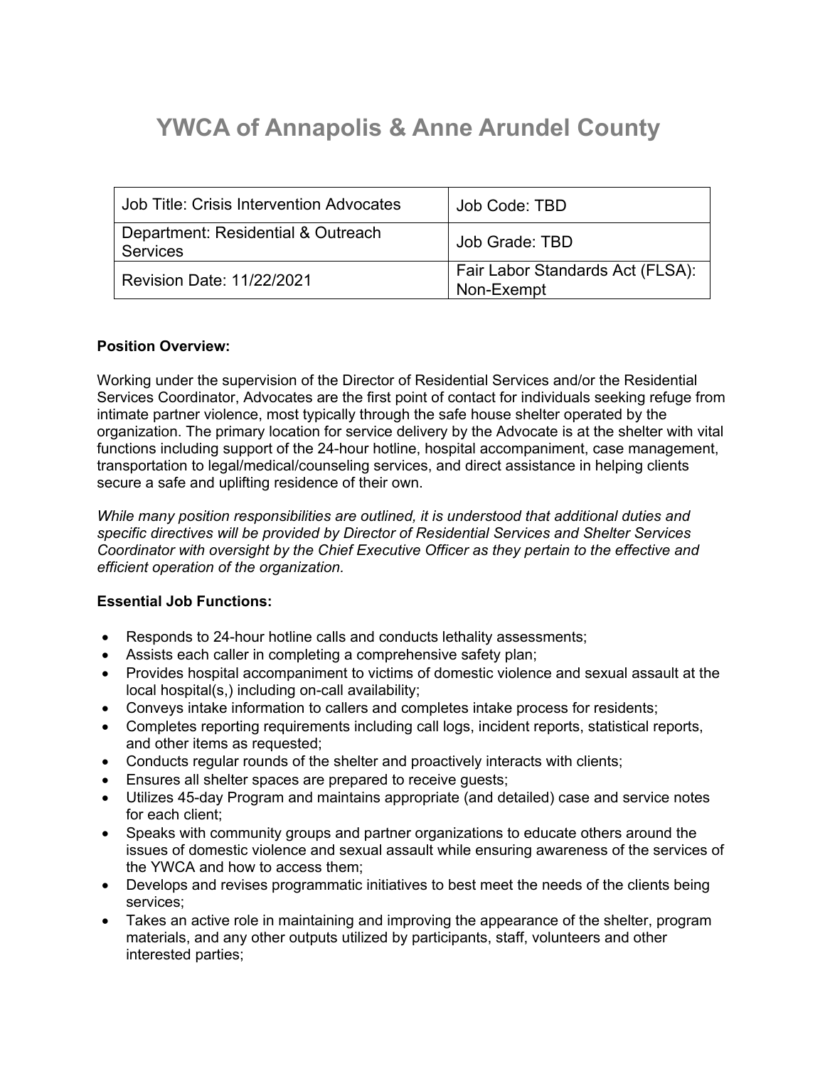# YWCA of Annapolis & Anne Arundel County

| Job Title: Crisis Intervention Advocates | Job Code: TBD |
|---|---|
| Department: Residential & Outreach Services | Job Grade: TBD |
| Revision Date: 11/22/2021 | Fair Labor Standards Act (FLSA): Non-Exempt |

**Position Overview:**

Working under the supervision of the Director of Residential Services and/or the Residential Services Coordinator, Advocates are the first point of contact for individuals seeking refuge from intimate partner violence, most typically through the safe house shelter operated by the organization. The primary location for service delivery by the Advocate is at the shelter with vital functions including support of the 24-hour hotline, hospital accompaniment, case management, transportation to legal/medical/counseling services, and direct assistance in helping clients secure a safe and uplifting residence of their own.

*While many position responsibilities are outlined, it is understood that additional duties and specific directives will be provided by Director of Residential Services and Shelter Services Coordinator with oversight by the Chief Executive Officer as they pertain to the effective and efficient operation of the organization.*

**Essential Job Functions:**

- Responds to 24-hour hotline calls and conducts lethality assessments;
- Assists each caller in completing a comprehensive safety plan;
- Provides hospital accompaniment to victims of domestic violence and sexual assault at the local hospital(s,) including on-call availability;
- Conveys intake information to callers and completes intake process for residents;
- Completes reporting requirements including call logs, incident reports, statistical reports, and other items as requested;
- Conducts regular rounds of the shelter and proactively interacts with clients;
- Ensures all shelter spaces are prepared to receive guests;
- Utilizes 45-day Program and maintains appropriate (and detailed) case and service notes for each client;
- Speaks with community groups and partner organizations to educate others around the issues of domestic violence and sexual assault while ensuring awareness of the services of the YWCA and how to access them;
- Develops and revises programmatic initiatives to best meet the needs of the clients being services;
- Takes an active role in maintaining and improving the appearance of the shelter, program materials, and any other outputs utilized by participants, staff, volunteers and other interested parties;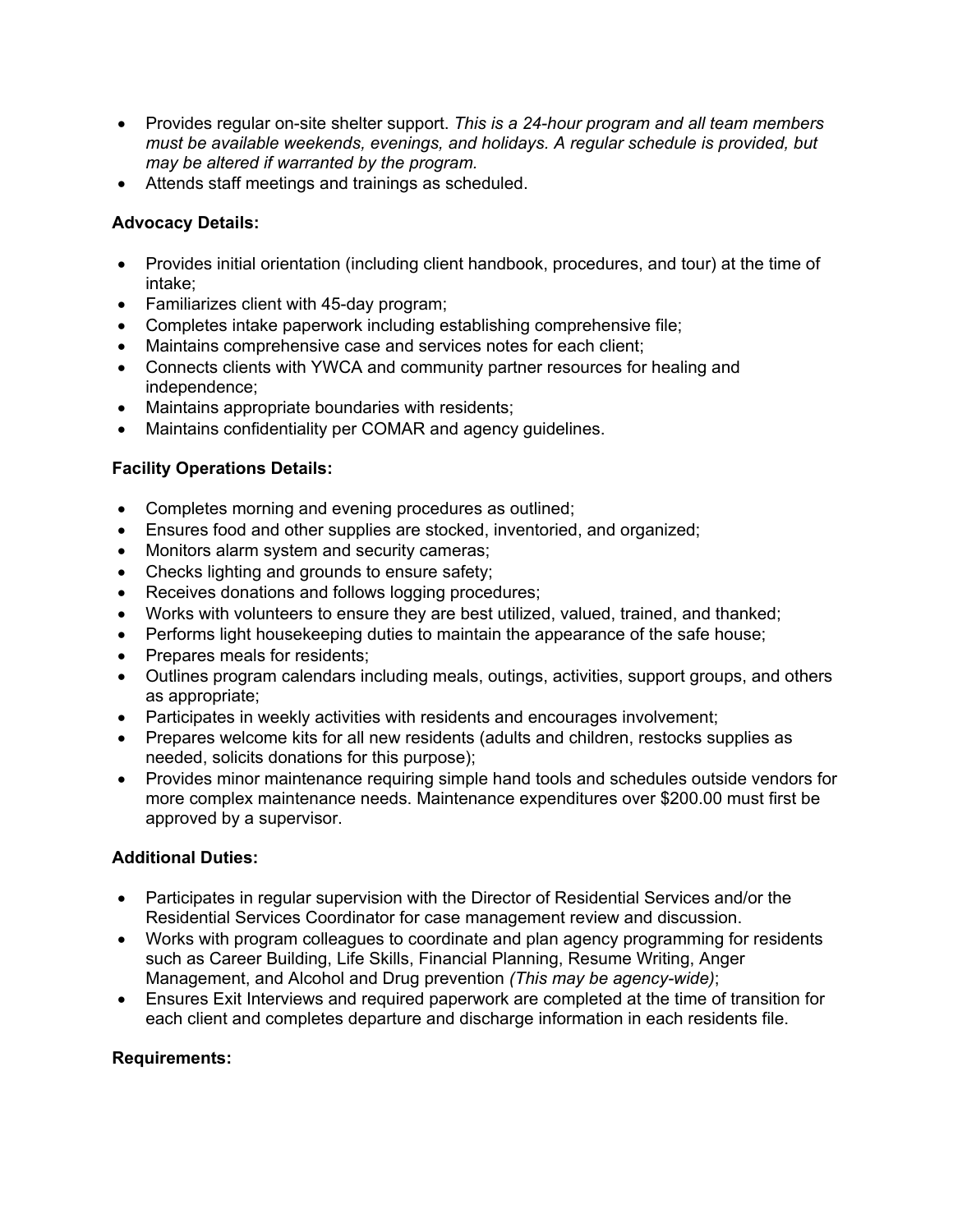- Provides regular on-site shelter support. *This is a 24-hour program and all team members must be available weekends, evenings, and holidays. A regular schedule is provided, but may be altered if warranted by the program.*
- Attends staff meetings and trainings as scheduled.

**Advocacy Details:**

- Provides initial orientation (including client handbook, procedures, and tour) at the time of intake;
- Familiarizes client with 45-day program;
- Completes intake paperwork including establishing comprehensive file;
- Maintains comprehensive case and services notes for each client;
- Connects clients with YWCA and community partner resources for healing and independence;
- Maintains appropriate boundaries with residents;
- Maintains confidentiality per COMAR and agency guidelines.

**Facility Operations Details:**

- Completes morning and evening procedures as outlined;
- Ensures food and other supplies are stocked, inventoried, and organized;
- Monitors alarm system and security cameras;
- Checks lighting and grounds to ensure safety;
- Receives donations and follows logging procedures;
- Works with volunteers to ensure they are best utilized, valued, trained, and thanked;
- Performs light housekeeping duties to maintain the appearance of the safe house;
- Prepares meals for residents;
- Outlines program calendars including meals, outings, activities, support groups, and others as appropriate;
- Participates in weekly activities with residents and encourages involvement;
- Prepares welcome kits for all new residents (adults and children, restocks supplies as needed, solicits donations for this purpose);
- Provides minor maintenance requiring simple hand tools and schedules outside vendors for more complex maintenance needs. Maintenance expenditures over $200.00 must first be approved by a supervisor.

**Additional Duties:**

- Participates in regular supervision with the Director of Residential Services and/or the Residential Services Coordinator for case management review and discussion.
- Works with program colleagues to coordinate and plan agency programming for residents such as Career Building, Life Skills, Financial Planning, Resume Writing, Anger Management, and Alcohol and Drug prevention *(This may be agency-wide)*;
- Ensures Exit Interviews and required paperwork are completed at the time of transition for each client and completes departure and discharge information in each residents file.

**Requirements:**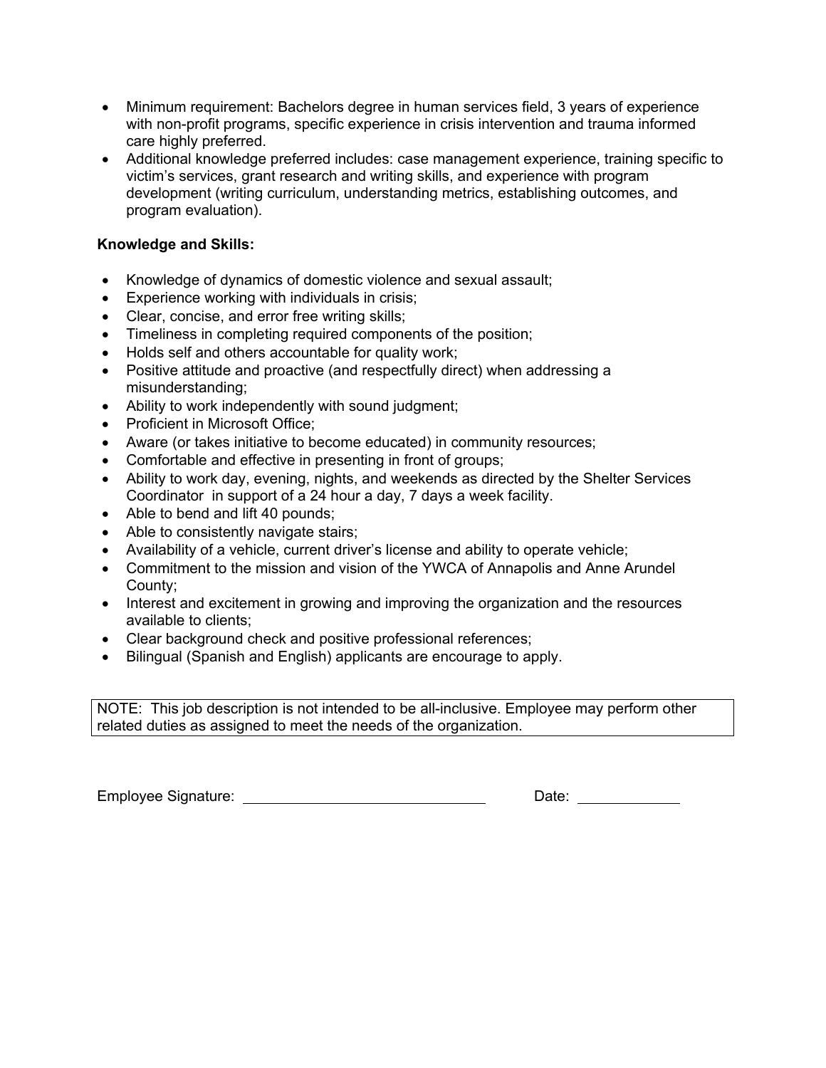- Minimum requirement: Bachelors degree in human services field, 3 years of experience with non-profit programs, specific experience in crisis intervention and trauma informed care highly preferred.
- Additional knowledge preferred includes: case management experience, training specific to victim's services, grant research and writing skills, and experience with program development (writing curriculum, understanding metrics, establishing outcomes, and program evaluation).

**Knowledge and Skills:**

- Knowledge of dynamics of domestic violence and sexual assault;
- Experience working with individuals in crisis;
- Clear, concise, and error free writing skills;
- Timeliness in completing required components of the position;
- Holds self and others accountable for quality work;
- Positive attitude and proactive (and respectfully direct) when addressing a misunderstanding;
- Ability to work independently with sound judgment;
- Proficient in Microsoft Office;
- Aware (or takes initiative to become educated) in community resources;
- Comfortable and effective in presenting in front of groups;
- Ability to work day, evening, nights, and weekends as directed by the Shelter Services Coordinator in support of a 24 hour a day, 7 days a week facility.
- Able to bend and lift 40 pounds;
- Able to consistently navigate stairs;
- Availability of a vehicle, current driver's license and ability to operate vehicle;
- Commitment to the mission and vision of the YWCA of Annapolis and Anne Arundel County;
- Interest and excitement in growing and improving the organization and the resources available to clients;
- Clear background check and positive professional references;
- Bilingual (Spanish and English) applicants are encourage to apply.

NOTE: This job description is not intended to be all-inclusive. Employee may perform other related duties as assigned to meet the needs of the organization.

Employee Signature: ______________________________ Date: ____________